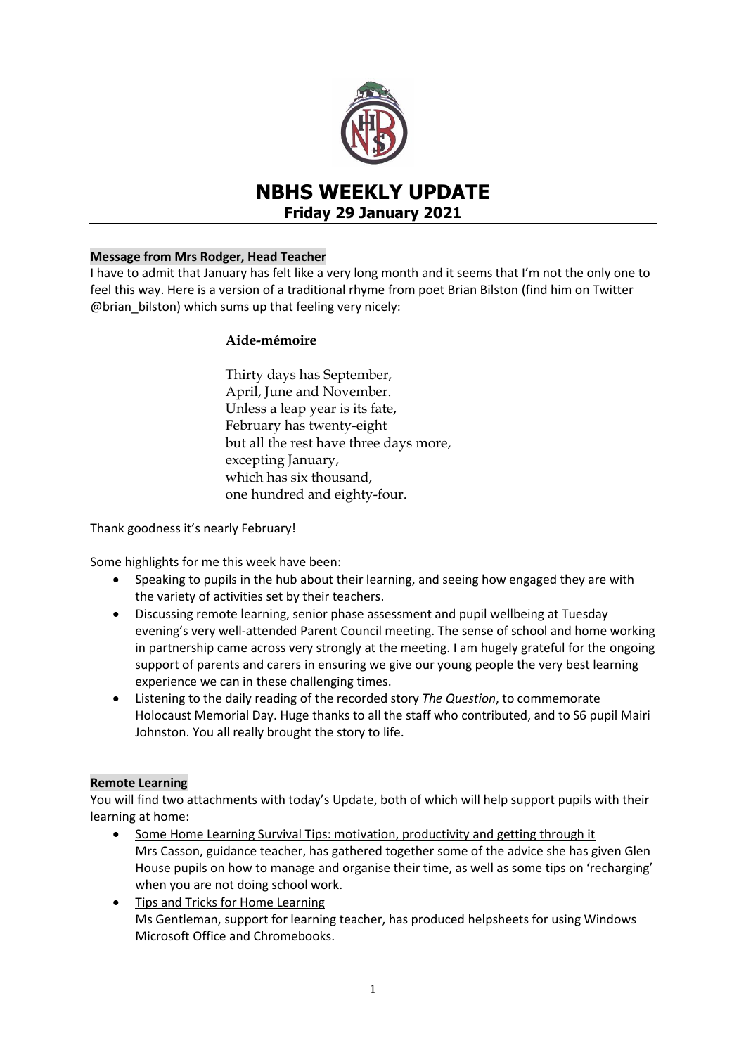# NBHS WEEKLY UPDATE

## Friday 29 January 2021

**Message from Mrs Rodger, Head Teacher**

I have to admit that January has felt like a very long month and it seems that I'm not the only one to feel this way. Here is a version of a traditional rhyme from poet Brian Bilston (find him on Twitter @brian_bilston) which sums up that feeling very nicely:

**Aide-mémoire**

Thirty days has September,
April, June and November.
Unless a leap year is its fate,
February has twenty-eight
but all the rest have three days more,
excepting January,
which has six thousand,
one hundred and eighty-four.

Thank goodness it's nearly February!

Some highlights for me this week have been:

- Speaking to pupils in the hub about their learning, and seeing how engaged they are with the variety of activities set by their teachers.
- Discussing remote learning, senior phase assessment and pupil wellbeing at Tuesday evening's very well-attended Parent Council meeting. The sense of school and home working in partnership came across very strongly at the meeting. I am hugely grateful for the ongoing support of parents and carers in ensuring we give our young people the very best learning experience we can in these challenging times.
- Listening to the daily reading of the recorded story *The Question*, to commemorate Holocaust Memorial Day. Huge thanks to all the staff who contributed, and to S6 pupil Mairi Johnston. You all really brought the story to life.

**Remote Learning**

You will find two attachments with today's Update, both of which will help support pupils with their learning at home:

- Some Home Learning Survival Tips: motivation, productivity and getting through it
  Mrs Casson, guidance teacher, has gathered together some of the advice she has given Glen House pupils on how to manage and organise their time, as well as some tips on 'recharging' when you are not doing school work.
- Tips and Tricks for Home Learning
  Ms Gentleman, support for learning teacher, has produced helpsheets for using Windows Microsoft Office and Chromebooks.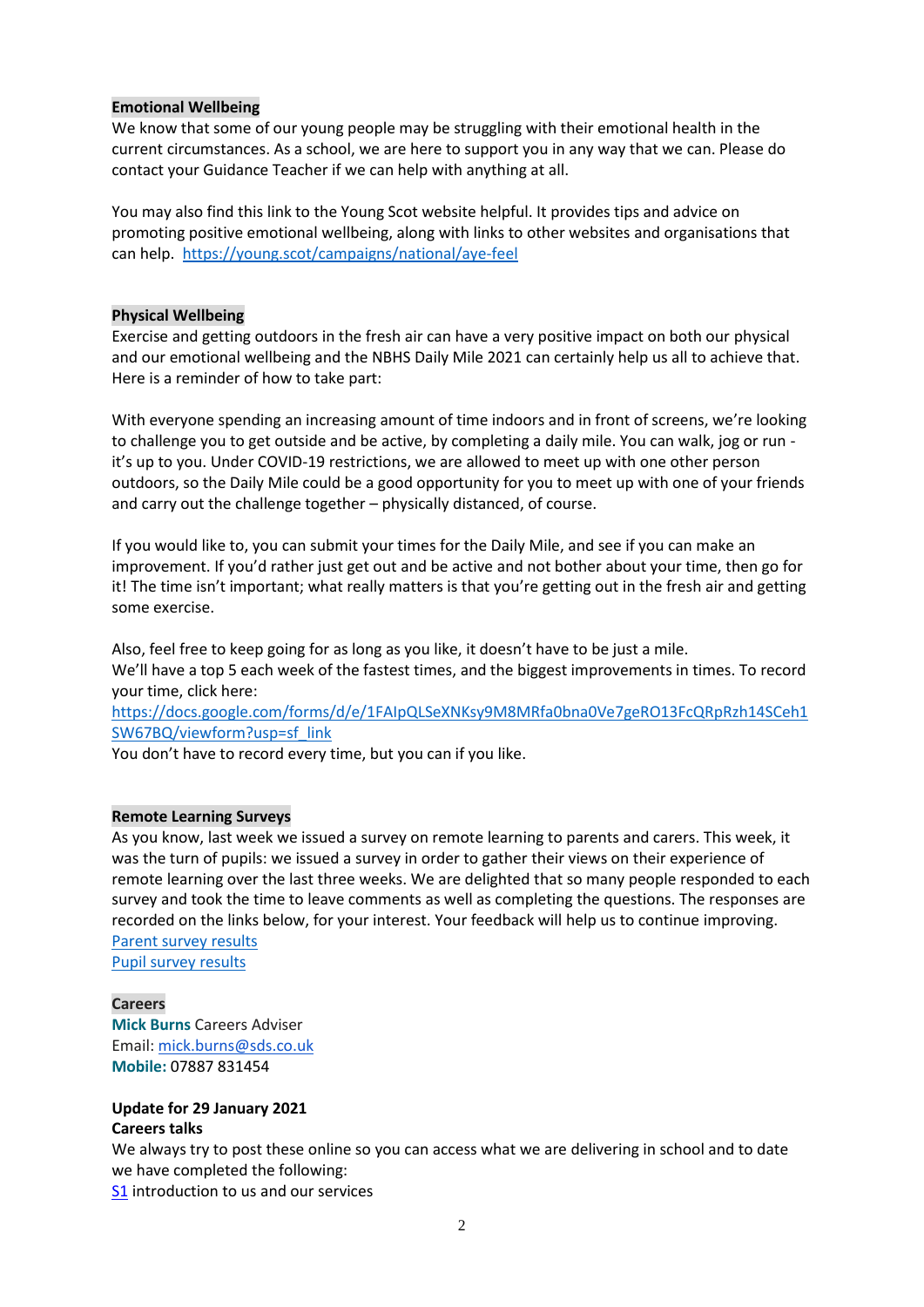**Emotional Wellbeing**

We know that some of our young people may be struggling with their emotional health in the current circumstances. As a school, we are here to support you in any way that we can. Please do contact your Guidance Teacher if we can help with anything at all.

You may also find this link to the Young Scot website helpful. It provides tips and advice on promoting positive emotional wellbeing, along with links to other websites and organisations that can help. [https://young.scot/campaigns/national/aye-feel](https://young.scot/campaigns/national/aye-feel)

**Physical Wellbeing**

Exercise and getting outdoors in the fresh air can have a very positive impact on both our physical and our emotional wellbeing and the NBHS Daily Mile 2021 can certainly help us all to achieve that. Here is a reminder of how to take part:

With everyone spending an increasing amount of time indoors and in front of screens, we're looking to challenge you to get outside and be active, by completing a daily mile. You can walk, jog or run - it's up to you. Under COVID-19 restrictions, we are allowed to meet up with one other person outdoors, so the Daily Mile could be a good opportunity for you to meet up with one of your friends and carry out the challenge together – physically distanced, of course.

If you would like to, you can submit your times for the Daily Mile, and see if you can make an improvement. If you'd rather just get out and be active and not bother about your time, then go for it! The time isn't important; what really matters is that you're getting out in the fresh air and getting some exercise.

Also, feel free to keep going for as long as you like, it doesn't have to be just a mile.
We'll have a top 5 each week of the fastest times, and the biggest improvements in times. To record your time, click here:
[https://docs.google.com/forms/d/e/1FAIpQLSeXNKsy9M8MRfa0bna0Ve7geRO13FcQRpRzh14SCeh1SW67BQ/viewform?usp=sf_link](https://docs.google.com/forms/d/e/1FAIpQLSeXNKsy9M8MRfa0bna0Ve7geRO13FcQRpRzh14SCeh1SW67BQ/viewform?usp=sf_link)
You don't have to record every time, but you can if you like.

**Remote Learning Surveys**

As you know, last week we issued a survey on remote learning to parents and carers. This week, it was the turn of pupils: we issued a survey in order to gather their views on their experience of remote learning over the last three weeks. We are delighted that so many people responded to each survey and took the time to leave comments as well as completing the questions. The responses are recorded on the links below, for your interest. Your feedback will help us to continue improving.
Parent survey results
Pupil survey results

**Careers**

**Mick Burns** Careers Adviser
Email: [mick.burns@sds.co.uk](mailto:mick.burns@sds.co.uk)
**Mobile:** 07887 831454

**Update for 29 January 2021**
**Careers talks**
We always try to post these online so you can access what we are delivering in school and to date we have completed the following:
S1 introduction to us and our services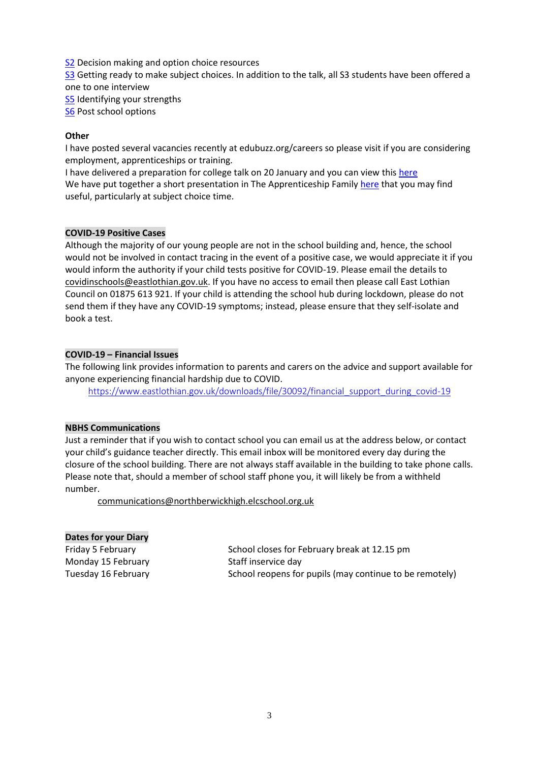S2 Decision making and option choice resources
S3 Getting ready to make subject choices. In addition to the talk, all S3 students have been offered a one to one interview
S5 Identifying your strengths
S6 Post school options

**Other**
I have posted several vacancies recently at edubuzz.org/careers so please visit if you are considering employment, apprenticeships or training.
I have delivered a preparation for college talk on 20 January and you can view this here
We have put together a short presentation in The Apprenticeship Family here that you may find useful, particularly at subject choice time.

**COVID-19 Positive Cases**
Although the majority of our young people are not in the school building and, hence, the school would not be involved in contact tracing in the event of a positive case, we would appreciate it if you would inform the authority if your child tests positive for COVID-19. Please email the details to covidinschools@eastlothian.gov.uk. If you have no access to email then please call East Lothian Council on 01875 613 921. If your child is attending the school hub during lockdown, please do not send them if they have any COVID-19 symptoms; instead, please ensure that they self-isolate and book a test.

**COVID-19 – Financial Issues**
The following link provides information to parents and carers on the advice and support available for anyone experiencing financial hardship due to COVID.

https://www.eastlothian.gov.uk/downloads/file/30092/financial_support_during_covid-19

**NBHS Communications**
Just a reminder that if you wish to contact school you can email us at the address below, or contact your child's guidance teacher directly. This email inbox will be monitored every day during the closure of the school building. There are not always staff available in the building to take phone calls. Please note that, should a member of school staff phone you, it will likely be from a withheld number.

communications@northberwickhigh.elcschool.org.uk

**Dates for your Diary**

| | |
|---|---|
| Friday 5 February | School closes for February break at 12.15 pm |
| Monday 15 February | Staff inservice day |
| Tuesday 16 February | School reopens for pupils (may continue to be remotely) |